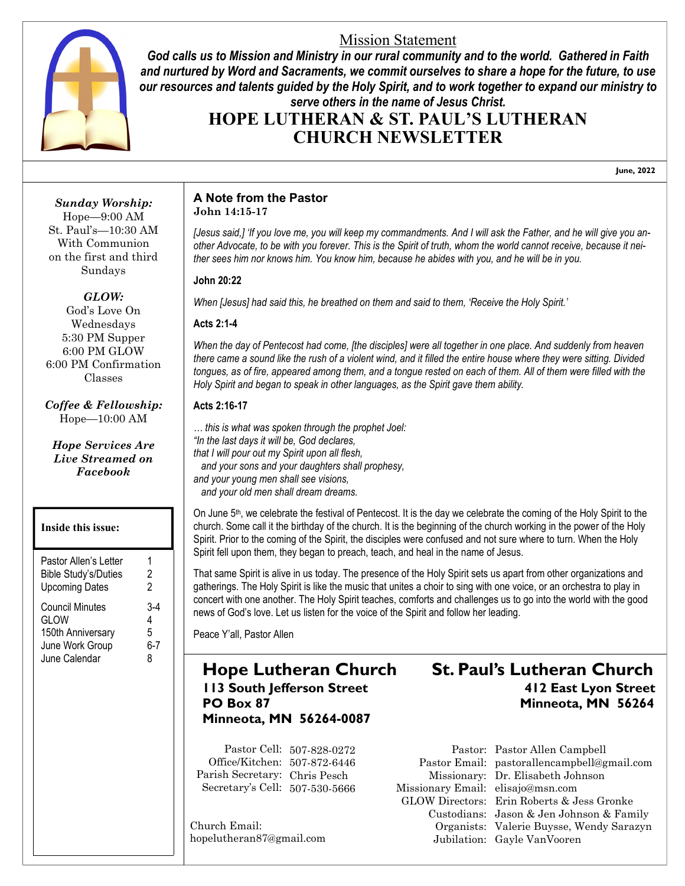## Mission Statement

***God calls us to Mission and Ministry in our rural community and to the world. Gathered in Faith and nurtured by Word and Sacraments, we commit ourselves to share a hope for the future, to use our resources and talents guided by the Holy Spirit, and to work together to expand our ministry to serve others in the name of Jesus Christ.***

# HOPE LUTHERAN & ST. PAUL'S LUTHERAN CHURCH NEWSLETTER

**June, 2022**

***Sunday Worship:***
Hope—9:00 AM
St. Paul's—10:30 AM
With Communion on the first and third Sundays

***GLOW:***
God's Love On Wednesdays
5:30 PM Supper
6:00 PM GLOW
6:00 PM Confirmation Classes

***Coffee & Fellowship:***
Hope—10:00 AM

***Hope Services Are Live Streamed on Facebook***

**Inside this issue:**

| | |
|---|---|
| Pastor Allen's Letter | 1 |
| Bible Study's/Duties | 2 |
| Upcoming Dates | 2 |
| Council Minutes | 3-4 |
| GLOW | 4 |
| 150th Anniversary | 5 |
| June Work Group | 6-7 |
| June Calendar | 8 |

## A Note from the Pastor

**John 14:15-17**

*[Jesus said,] 'If you love me, you will keep my commandments. And I will ask the Father, and he will give you another Advocate, to be with you forever. This is the Spirit of truth, whom the world cannot receive, because it neither sees him nor knows him. You know him, because he abides with you, and he will be in you.*

**John 20:22**

*When [Jesus] had said this, he breathed on them and said to them, 'Receive the Holy Spirit.'*

**Acts 2:1-4**

*When the day of Pentecost had come, [the disciples] were all together in one place. And suddenly from heaven there came a sound like the rush of a violent wind, and it filled the entire house where they were sitting. Divided tongues, as of fire, appeared among them, and a tongue rested on each of them. All of them were filled with the Holy Spirit and began to speak in other languages, as the Spirit gave them ability.*

**Acts 2:16-17**

*… this is what was spoken through the prophet Joel:*
*"In the last days it will be, God declares,*
*that I will pour out my Spirit upon all flesh,*
*and your sons and your daughters shall prophesy,*
*and your young men shall see visions,*
*and your old men shall dream dreams.*

On June 5th, we celebrate the festival of Pentecost. It is the day we celebrate the coming of the Holy Spirit to the church. Some call it the birthday of the church. It is the beginning of the church working in the power of the Holy Spirit. Prior to the coming of the Spirit, the disciples were confused and not sure where to turn. When the Holy Spirit fell upon them, they began to preach, teach, and heal in the name of Jesus.

That same Spirit is alive in us today. The presence of the Holy Spirit sets us apart from other organizations and gatherings. The Holy Spirit is like the music that unites a choir to sing with one voice, or an orchestra to play in concert with one another. The Holy Spirit teaches, comforts and challenges us to go into the world with the good news of God's love. Let us listen for the voice of the Spirit and follow her leading.

Peace Y'all, Pastor Allen

## Hope Lutheran Church

**113 South Jefferson Street**
**PO Box 87**
**Minneota, MN 56264-0087**

Pastor Cell: 507-828-0272
Office/Kitchen: 507-872-6446
Parish Secretary: Chris Pesch
Secretary's Cell: 507-530-5666

Church Email: hopelutheran87@gmail.com

## St. Paul's Lutheran Church

**412 East Lyon Street**
**Minneota, MN 56264**

Pastor: Pastor Allen Campbell
Pastor Email: pastorallencampbell@gmail.com
Missionary: Dr. Elisabeth Johnson
Missionary Email: elisajo@msn.com
GLOW Directors: Erin Roberts & Jess Gronke
Custodians: Jason & Jen Johnson & Family
Organists: Valerie Buysse, Wendy Sarazyn
Jubilation: Gayle VanVooren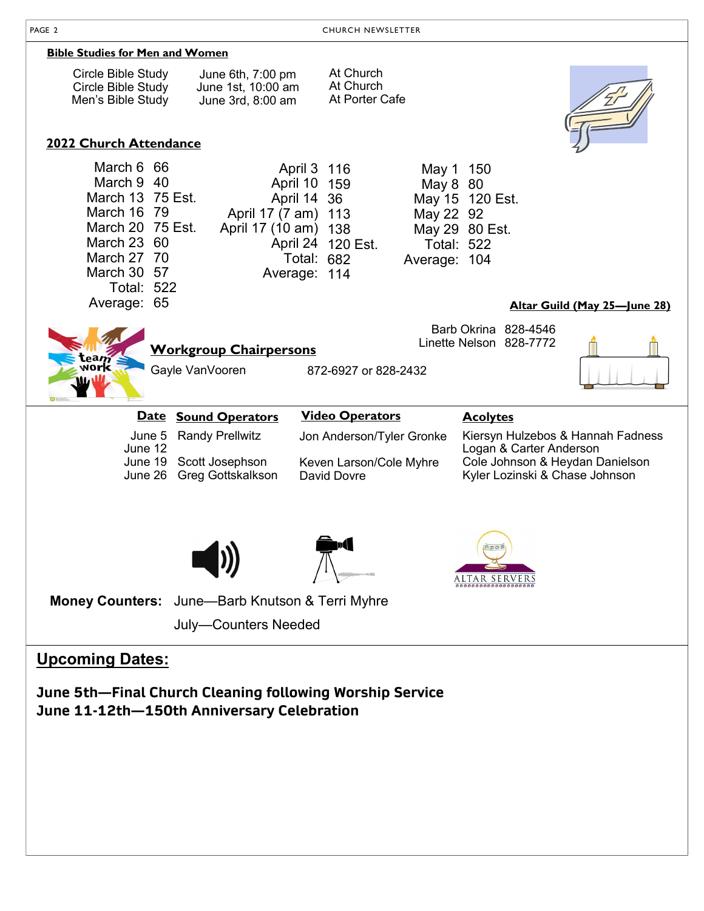## Bible Studies for Men and Women

| | | |
|---|---|---|
| Circle Bible Study | June 6th, 7:00 pm | At Church |
| Circle Bible Study | June 1st, 10:00 am | At Church |
| Men's Bible Study | June 3rd, 8:00 am | At Porter Cafe |

## 2022 Church Attendance

| Date | Attendance |
|---|---|
| March 6 | 66 |
| March 9 | 40 |
| March 13 | 75 Est. |
| March 16 | 79 |
| March 20 | 75 Est. |
| March 23 | 60 |
| March 27 | 70 |
| March 30 | 57 |
| Total: | 522 |
| Average: | 65 |

| Date | Attendance |
|---|---|
| April 3 | 116 |
| April 10 | 159 |
| April 14 | 36 |
| April 17 (7 am) | 113 |
| April 17 (10 am) | 138 |
| April 24 | 120 Est. |
| Total: | 682 |
| Average: | 114 |

| Date | Attendance |
|---|---|
| May 1 | 150 |
| May 8 | 80 |
| May 15 | 120 Est. |
| May 22 | 92 |
| May 29 | 80 Est. |
| Total: | 522 |
| Average: | 104 |

## Altar Guild (May 25—June 28)

Barb Okrina 828-4546
Linette Nelson 828-7772

## Workgroup Chairpersons

Gayle VanVooren 872-6927 or 828-2432

| Date | Sound Operators | Video Operators | Acolytes |
|---|---|---|---|
| June 5 | Randy Prellwitz | Jon Anderson/Tyler Gronke | Kiersyn Hulzebos & Hannah Fadness |
| June 12 | | | Logan & Carter Anderson |
| June 19 | Scott Josephson | Keven Larson/Cole Myhre | Cole Johnson & Heydan Danielson |
| June 26 | Greg Gottskalkson | David Dovre | Kyler Lozinski & Chase Johnson |

**Money Counters:** June—Barb Knutson & Terri Myhre

July—Counters Needed

## Upcoming Dates:

**June 5th—Final Church Cleaning following Worship Service**
**June 11-12th—150th Anniversary Celebration**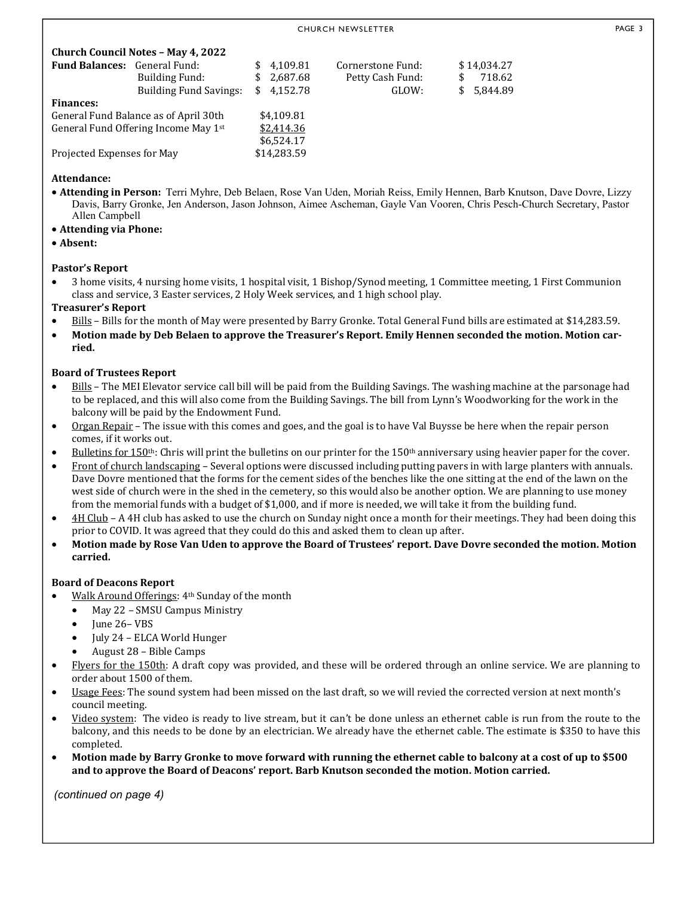### Church Council Notes – May 4, 2022

| **Fund Balances:** | | | |
|---|---|---|---|
| General Fund: | $ 4,109.81 | Cornerstone Fund: | $ 14,034.27 |
| Building Fund: | $ 2,687.68 | Petty Cash Fund: | $ 718.62 |
| Building Fund Savings: | $ 4,152.78 | GLOW: | $ 5,844.89 |

**Finances:**

| | |
|---|---|
| General Fund Balance as of April 30th | $4,109.81 |
| General Fund Offering Income May 1st | $2,414.36 |
| | $6,524.17 |
| Projected Expenses for May | $14,283.59 |

**Attendance:**

- **Attending in Person:** Terri Myhre, Deb Belaen, Rose Van Uden, Moriah Reiss, Emily Hennen, Barb Knutson, Dave Dovre, Lizzy Davis, Barry Gronke, Jen Anderson, Jason Johnson, Aimee Ascheman, Gayle Van Vooren, Chris Pesch-Church Secretary, Pastor Allen Campbell
- **Attending via Phone:**
- **Absent:**

**Pastor's Report**

- 3 home visits, 4 nursing home visits, 1 hospital visit, 1 Bishop/Synod meeting, 1 Committee meeting, 1 First Communion class and service, 3 Easter services, 2 Holy Week services, and 1 high school play.

**Treasurer's Report**

- Bills – Bills for the month of May were presented by Barry Gronke. Total General Fund bills are estimated at $14,283.59.
- **Motion made by Deb Belaen to approve the Treasurer's Report. Emily Hennen seconded the motion. Motion carried.**

**Board of Trustees Report**

- Bills – The MEI Elevator service call bill will be paid from the Building Savings. The washing machine at the parsonage had to be replaced, and this will also come from the Building Savings. The bill from Lynn's Woodworking for the work in the balcony will be paid by the Endowment Fund.
- Organ Repair – The issue with this comes and goes, and the goal is to have Val Buysse be here when the repair person comes, if it works out.
- Bulletins for 150th: Chris will print the bulletins on our printer for the 150th anniversary using heavier paper for the cover.
- Front of church landscaping – Several options were discussed including putting pavers in with large planters with annuals. Dave Dovre mentioned that the forms for the cement sides of the benches like the one sitting at the end of the lawn on the west side of church were in the shed in the cemetery, so this would also be another option. We are planning to use money from the memorial funds with a budget of $1,000, and if more is needed, we will take it from the building fund.
- 4H Club – A 4H club has asked to use the church on Sunday night once a month for their meetings. They had been doing this prior to COVID. It was agreed that they could do this and asked them to clean up after.
- **Motion made by Rose Van Uden to approve the Board of Trustees' report. Dave Dovre seconded the motion. Motion carried.**

**Board of Deacons Report**

- Walk Around Offerings: 4th Sunday of the month
  - May 22 – SMSU Campus Ministry
  - June 26– VBS
  - July 24 – ELCA World Hunger
  - August 28 – Bible Camps
- Flyers for the 150th: A draft copy was provided, and these will be ordered through an online service. We are planning to order about 1500 of them.
- Usage Fees: The sound system had been missed on the last draft, so we will revied the corrected version at next month's council meeting.
- Video system: The video is ready to live stream, but it can't be done unless an ethernet cable is run from the route to the balcony, and this needs to be done by an electrician. We already have the ethernet cable. The estimate is $350 to have this completed.
- **Motion made by Barry Gronke to move forward with running the ethernet cable to balcony at a cost of up to $500 and to approve the Board of Deacons' report. Barb Knutson seconded the motion. Motion carried.**

*(continued on page 4)*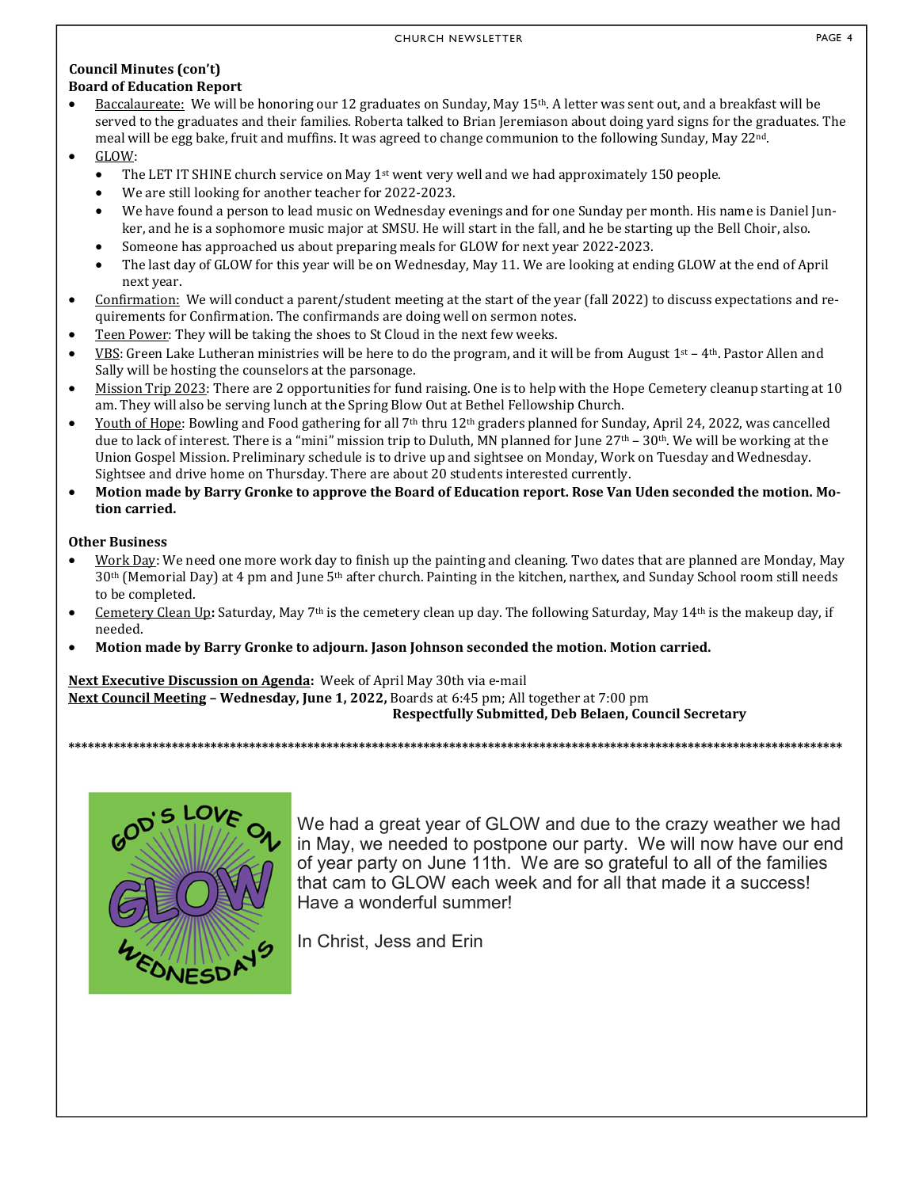**Council Minutes (con't)**

**Board of Education Report**

- Baccalaureate: We will be honoring our 12 graduates on Sunday, May 15th. A letter was sent out, and a breakfast will be served to the graduates and their families. Roberta talked to Brian Jeremiason about doing yard signs for the graduates. The meal will be egg bake, fruit and muffins. It was agreed to change communion to the following Sunday, May 22nd.
- GLOW:
  - The LET IT SHINE church service on May 1st went very well and we had approximately 150 people.
  - We are still looking for another teacher for 2022-2023.
  - We have found a person to lead music on Wednesday evenings and for one Sunday per month. His name is Daniel Junker, and he is a sophomore music major at SMSU. He will start in the fall, and he be starting up the Bell Choir, also.
  - Someone has approached us about preparing meals for GLOW for next year 2022-2023.
  - The last day of GLOW for this year will be on Wednesday, May 11. We are looking at ending GLOW at the end of April next year.
- Confirmation: We will conduct a parent/student meeting at the start of the year (fall 2022) to discuss expectations and requirements for Confirmation. The confirmands are doing well on sermon notes.
- Teen Power: They will be taking the shoes to St Cloud in the next few weeks.
- VBS: Green Lake Lutheran ministries will be here to do the program, and it will be from August 1st – 4th. Pastor Allen and Sally will be hosting the counselors at the parsonage.
- Mission Trip 2023: There are 2 opportunities for fund raising. One is to help with the Hope Cemetery cleanup starting at 10 am. They will also be serving lunch at the Spring Blow Out at Bethel Fellowship Church.
- Youth of Hope: Bowling and Food gathering for all 7th thru 12th graders planned for Sunday, April 24, 2022, was cancelled due to lack of interest. There is a "mini" mission trip to Duluth, MN planned for June 27th – 30th. We will be working at the Union Gospel Mission. Preliminary schedule is to drive up and sightsee on Monday, Work on Tuesday and Wednesday. Sightsee and drive home on Thursday. There are about 20 students interested currently.
- **Motion made by Barry Gronke to approve the Board of Education report. Rose Van Uden seconded the motion. Motion carried.**

**Other Business**

- Work Day: We need one more work day to finish up the painting and cleaning. Two dates that are planned are Monday, May 30th (Memorial Day) at 4 pm and June 5th after church. Painting in the kitchen, narthex, and Sunday School room still needs to be completed.
- Cemetery Clean Up**:** Saturday, May 7th is the cemetery clean up day. The following Saturday, May 14th is the makeup day, if needed.
- **Motion made by Barry Gronke to adjourn. Jason Johnson seconded the motion. Motion carried.**

**Next Executive Discussion on Agenda:** Week of April May 30th via e-mail

**Next Council Meeting – Wednesday, June 1, 2022,** Boards at 6:45 pm; All together at 7:00 pm

**Respectfully Submitted, Deb Belaen, Council Secretary**

***

God's Love On GLOW Wednesdays

We had a great year of GLOW and due to the crazy weather we had in May, we needed to postpone our party. We will now have our end of year party on June 11th. We are so grateful to all of the families that cam to GLOW each week and for all that made it a success! Have a wonderful summer!

In Christ, Jess and Erin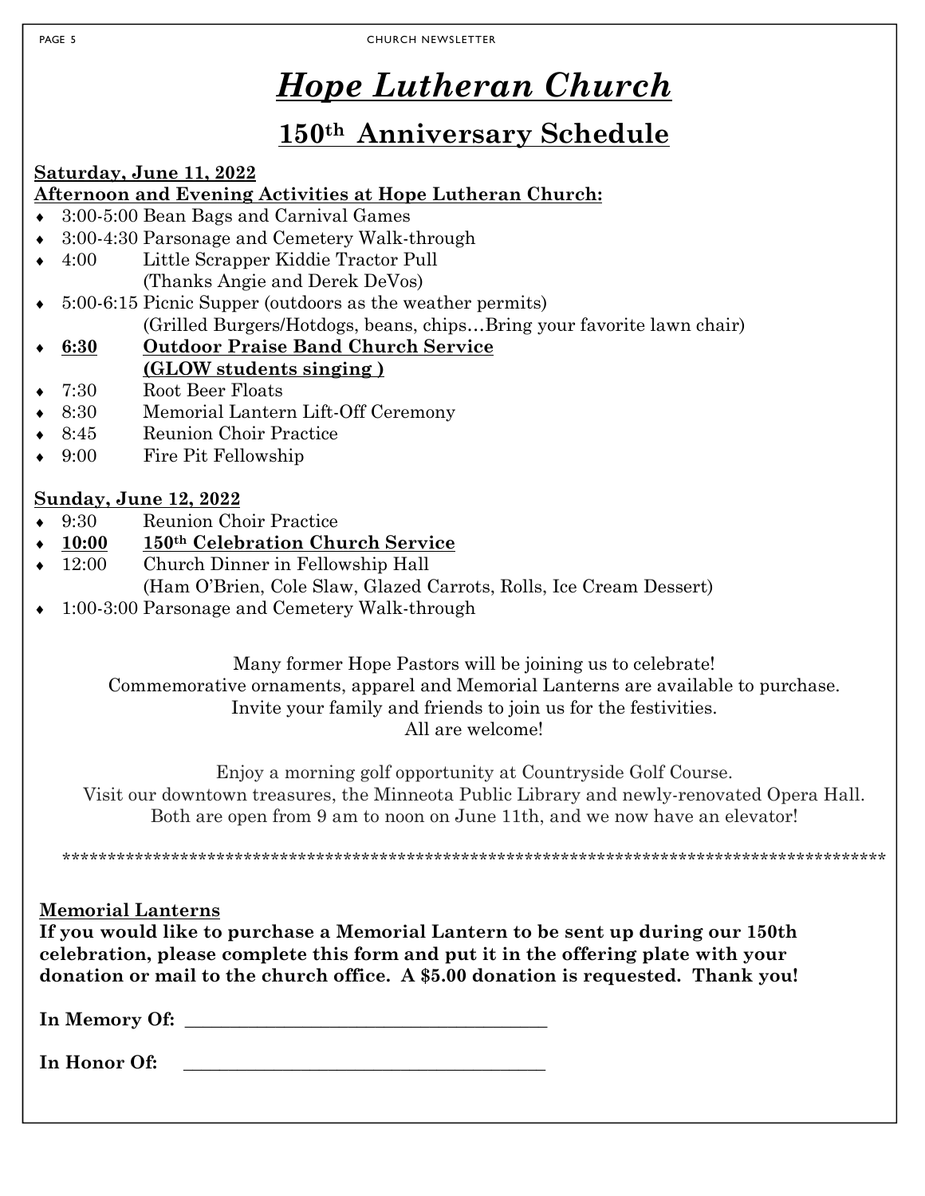# *Hope Lutheran Church*

## 150th Anniversary Schedule

**Saturday, June 11, 2022**

**Afternoon and Evening Activities at Hope Lutheran Church:**

- 3:00-5:00 Bean Bags and Carnival Games
- 3:00-4:30 Parsonage and Cemetery Walk-through
- 4:00 Little Scrapper Kiddie Tractor Pull
  (Thanks Angie and Derek DeVos)
- 5:00-6:15 Picnic Supper (outdoors as the weather permits)
  (Grilled Burgers/Hotdogs, beans, chips…Bring your favorite lawn chair)
- **6:30 Outdoor Praise Band Church Service**
  **(GLOW students singing )**
- 7:30 Root Beer Floats
- 8:30 Memorial Lantern Lift-Off Ceremony
- 8:45 Reunion Choir Practice
- 9:00 Fire Pit Fellowship

**Sunday, June 12, 2022**

- 9:30 Reunion Choir Practice
- **10:00 150th Celebration Church Service**
- 12:00 Church Dinner in Fellowship Hall
  (Ham O'Brien, Cole Slaw, Glazed Carrots, Rolls, Ice Cream Dessert)
- 1:00-3:00 Parsonage and Cemetery Walk-through

Many former Hope Pastors will be joining us to celebrate!
Commemorative ornaments, apparel and Memorial Lanterns are available to purchase.
Invite your family and friends to join us for the festivities.
All are welcome!

Enjoy a morning golf opportunity at Countryside Golf Course.
Visit our downtown treasures, the Minneota Public Library and newly-renovated Opera Hall.
Both are open from 9 am to noon on June 11th, and we now have an elevator!

*******************************************************************************************

**Memorial Lanterns**

**If you would like to purchase a Memorial Lantern to be sent up during our 150th celebration, please complete this form and put it in the offering plate with your donation or mail to the church office. A $5.00 donation is requested. Thank you!**

**In Memory Of:** _______________________________________

**In Honor Of:** _______________________________________